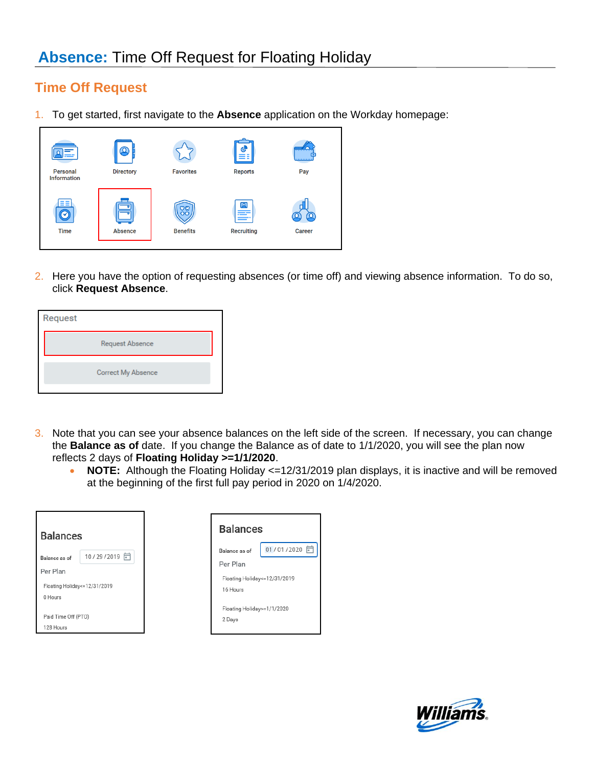# **Absence:** Time Off Request for Floating Holiday

## Time Off Request

1. To get started, first navigate to the **Absence** application on the Workday homepage:

2. Here you have the option of requesting absences (or time off) and viewing absence information. To do so, click **Request Absence**.

3. Note that you can see your absence balances on the left side of the screen. If necessary, you can change the **Balance as of** date. If you change the Balance as of date to 1/1/2020, you will see the plan now reflects 2 days of **Floating Holiday >=1/1/2020**.
   - **NOTE:** Although the Floating Holiday <=12/31/2019 plan displays, it is inactive and will be removed at the beginning of the first full pay period in 2020 on 1/4/2020.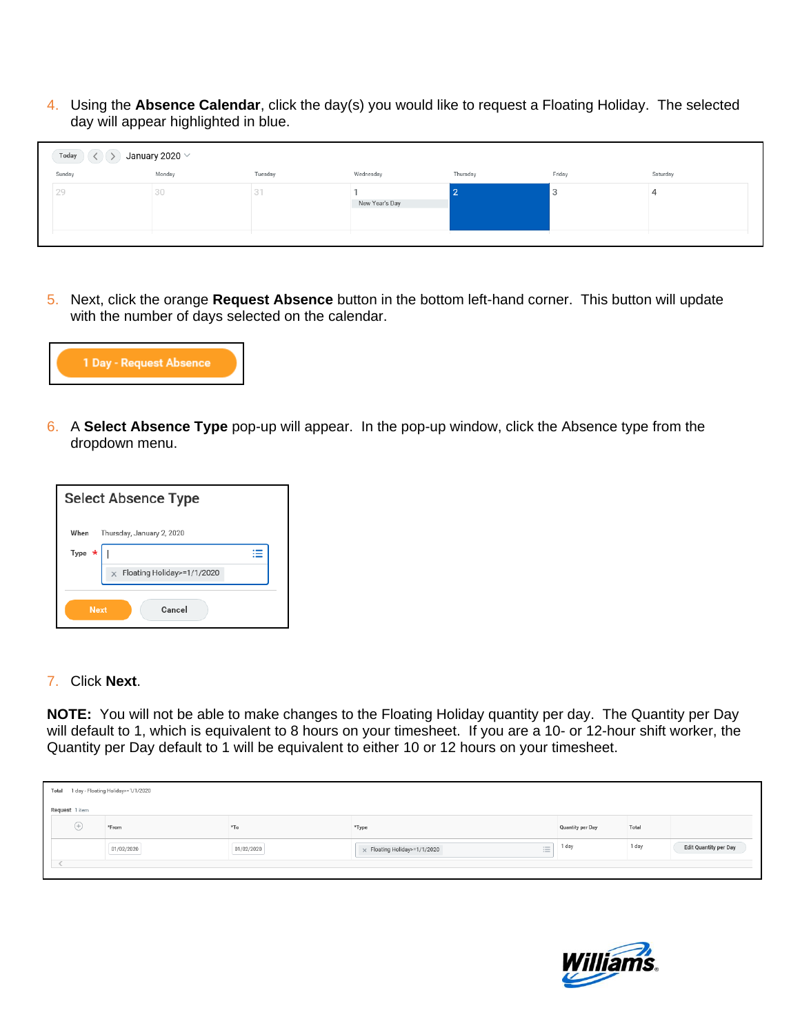4. Using the **Absence Calendar**, click the day(s) you would like to request a Floating Holiday. The selected day will appear highlighted in blue.

5. Next, click the orange **Request Absence** button in the bottom left-hand corner. This button will update with the number of days selected on the calendar.

6. A **Select Absence Type** pop-up will appear. In the pop-up window, click the Absence type from the dropdown menu.

7. Click **Next**.

**NOTE:** You will not be able to make changes to the Floating Holiday quantity per day. The Quantity per Day will default to 1, which is equivalent to 8 hours on your timesheet. If you are a 10- or 12-hour shift worker, the Quantity per Day default to 1 will be equivalent to either 10 or 12 hours on your timesheet.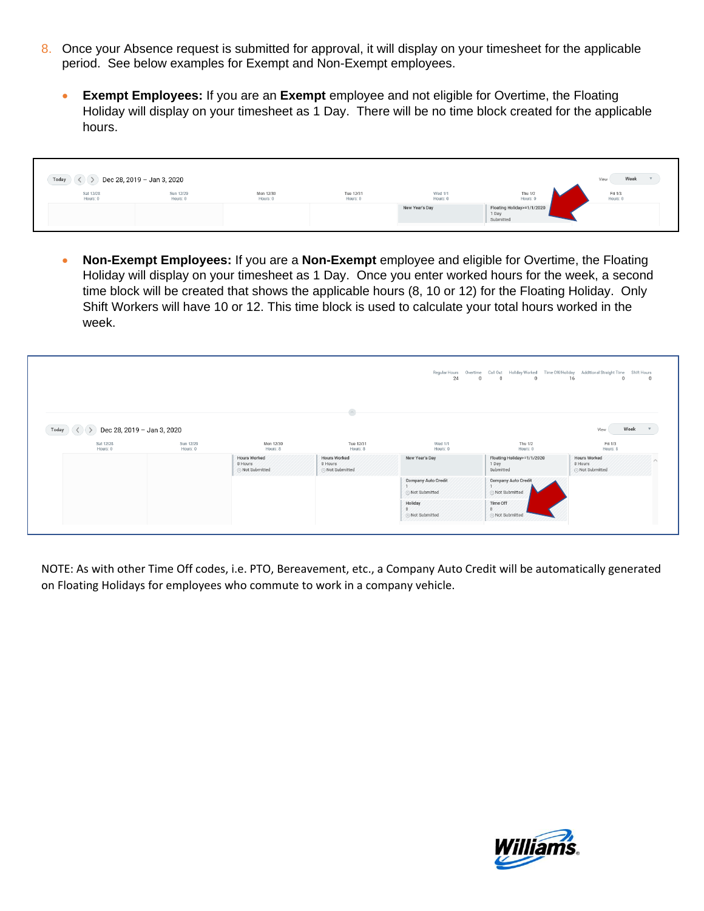8. Once your Absence request is submitted for approval, it will display on your timesheet for the applicable period. See below examples for Exempt and Non-Exempt employees.

   - **Exempt Employees:** If you are an **Exempt** employee and not eligible for Overtime, the Floating Holiday will display on your timesheet as 1 Day. There will be no time block created for the applicable hours.

   - **Non-Exempt Employees:** If you are a **Non-Exempt** employee and eligible for Overtime, the Floating Holiday will display on your timesheet as 1 Day. Once you enter worked hours for the week, a second time block will be created that shows the applicable hours (8, 10 or 12) for the Floating Holiday. Only Shift Workers will have 10 or 12. This time block is used to calculate your total hours worked in the week.

NOTE: As with other Time Off codes, i.e. PTO, Bereavement, etc., a Company Auto Credit will be automatically generated on Floating Holidays for employees who commute to work in a company vehicle.